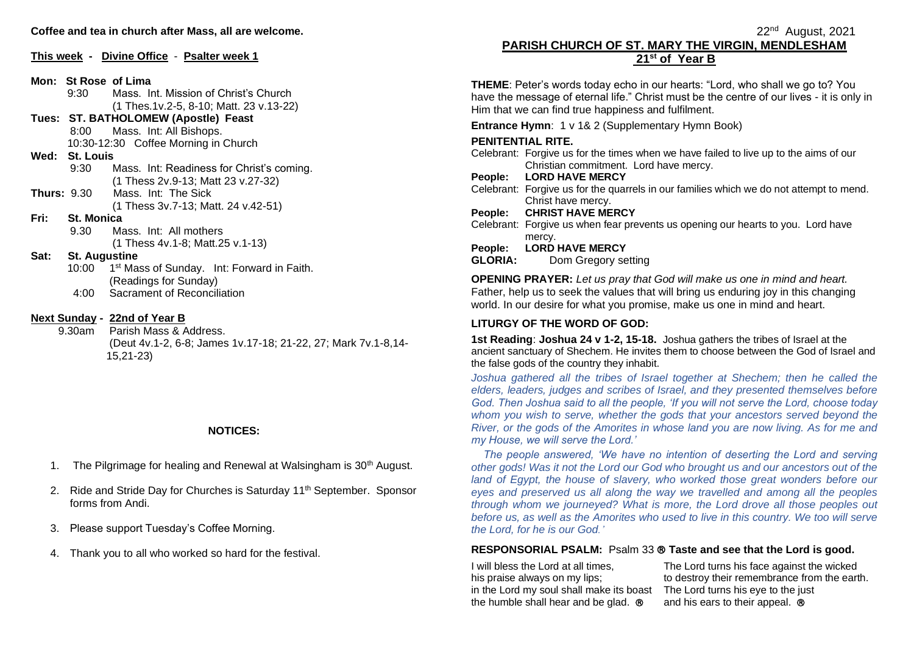**Coffee and tea in church after Mass, all are welcome.**

**This week - Divine Office - Psalter week 1**

**Mon: St Rose of Lima**
9:30 Mass. Int. Mission of Christ's Church
(1 Thes.1v.2-5, 8-10; Matt. 23 v.13-22)

**Tues: ST. BATHOLOMEW (Apostle) Feast**
8:00 Mass. Int: All Bishops.
10:30-12:30 Coffee Morning in Church

**Wed: St. Louis**
9:30 Mass. Int: Readiness for Christ's coming.
(1 Thess 2v.9-13; Matt 23 v.27-32)

**Thurs:** 9.30 Mass. Int: The Sick
(1 Thess 3v.7-13; Matt. 24 v.42-51)

**Fri: St. Monica**
9.30 Mass. Int: All mothers
(1 Thess 4v.1-8; Matt.25 v.1-13)

**Sat: St. Augustine**
10:00 1st Mass of Sunday. Int: Forward in Faith.
(Readings for Sunday)
4:00 Sacrament of Reconciliation

**Next Sunday - 22nd of Year B**
9.30am Parish Mass & Address.
(Deut 4v.1-2, 6-8; James 1v.17-18; 21-22, 27; Mark 7v.1-8,14-15,21-23)

**NOTICES:**

1. The Pilgrimage for healing and Renewal at Walsingham is 30th August.
2. Ride and Stride Day for Churches is Saturday 11th September. Sponsor forms from Andi.
3. Please support Tuesday's Coffee Morning.
4. Thank you to all who worked so hard for the festival.

22nd August, 2021

# PARISH CHURCH OF ST. MARY THE VIRGIN, MENDLESHAM

## 21st of Year B

**THEME**: Peter's words today echo in our hearts: "Lord, who shall we go to? You have the message of eternal life." Christ must be the centre of our lives - it is only in Him that we can find true happiness and fulfilment.

**Entrance Hymn**: 1 v 1& 2 (Supplementary Hymn Book)

**PENITENTIAL RITE.**

Celebrant: Forgive us for the times when we have failed to live up to the aims of our Christian commitment. Lord have mercy.
**People: LORD HAVE MERCY**
Celebrant: Forgive us for the quarrels in our families which we do not attempt to mend. Christ have mercy.
**People: CHRIST HAVE MERCY**
Celebrant: Forgive us when fear prevents us opening our hearts to you. Lord have mercy.
**People: LORD HAVE MERCY**
**GLORIA:** Dom Gregory setting

**OPENING PRAYER:** *Let us pray that God will make us one in mind and heart.*
Father, help us to seek the values that will bring us enduring joy in this changing world. In our desire for what you promise, make us one in mind and heart.

**LITURGY OF THE WORD OF GOD:**

**1st Reading**: **Joshua 24 v 1-2, 15-18.** Joshua gathers the tribes of Israel at the ancient sanctuary of Shechem. He invites them to choose between the God of Israel and the false gods of the country they inhabit.

*Joshua gathered all the tribes of Israel together at Shechem; then he called the elders, leaders, judges and scribes of Israel, and they presented themselves before God. Then Joshua said to all the people, 'If you will not serve the Lord, choose today whom you wish to serve, whether the gods that your ancestors served beyond the River, or the gods of the Amorites in whose land you are now living. As for me and my House, we will serve the Lord.'*

*The people answered, 'We have no intention of deserting the Lord and serving other gods! Was it not the Lord our God who brought us and our ancestors out of the land of Egypt, the house of slavery, who worked those great wonders before our eyes and preserved us all along the way we travelled and among all the peoples through whom we journeyed? What is more, the Lord drove all those peoples out before us, as well as the Amorites who used to live in this country. We too will serve the Lord, for he is our God.'*

**RESPONSORIAL PSALM:** Psalm 33 ® **Taste and see that the Lord is good.**

I will bless the Lord at all times,
his praise always on my lips;
in the Lord my soul shall make its boast
the humble shall hear and be glad. ®

The Lord turns his face against the wicked
to destroy their remembrance from the earth.
The Lord turns his eye to the just
and his ears to their appeal. ®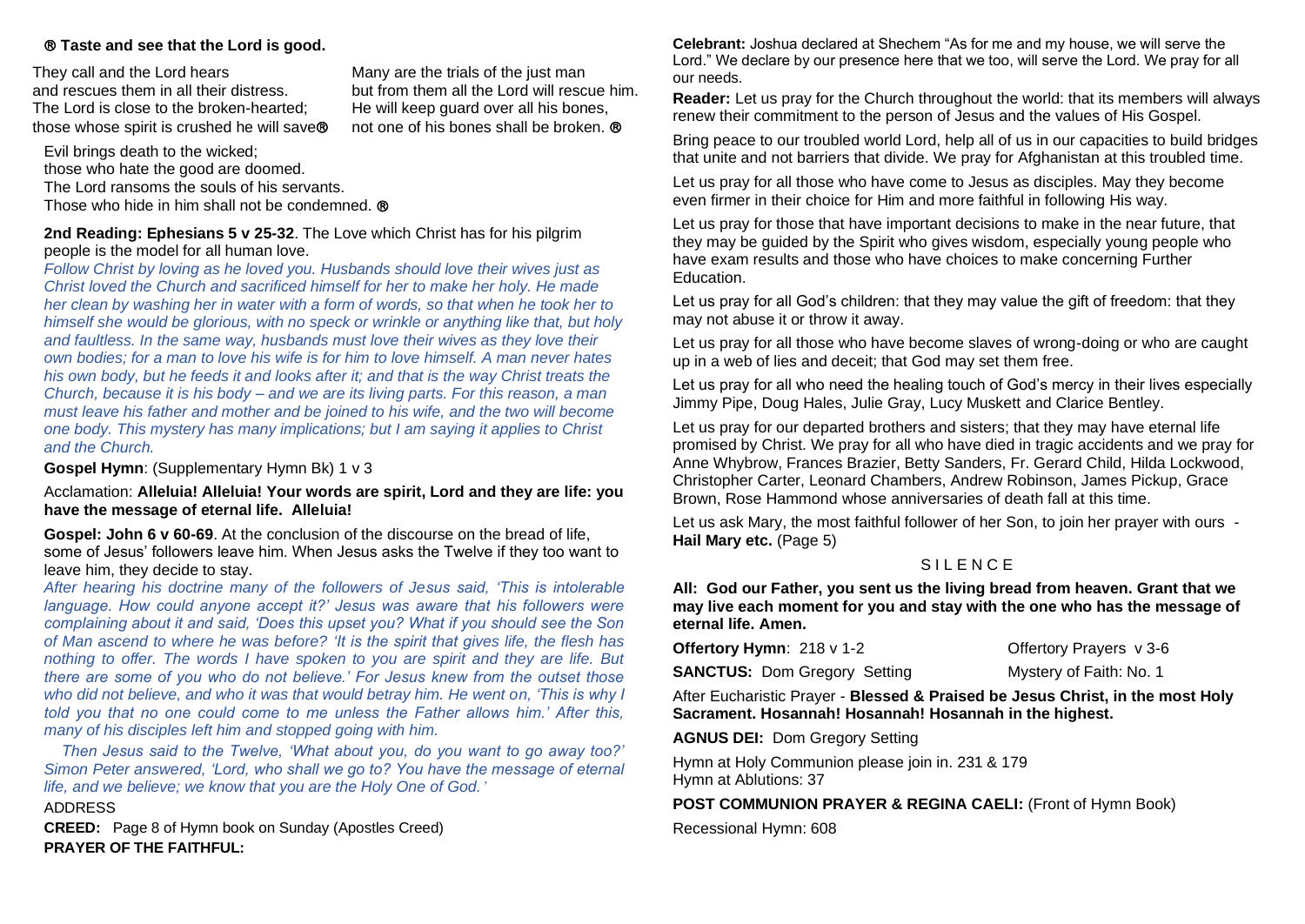**℟ Taste and see that the Lord is good.**

They call and the Lord hears
and rescues them in all their distress.
The Lord is close to the broken-hearted;
those whose spirit is crushed he will save℟

Many are the trials of the just man
but from them all the Lord will rescue him.
He will keep guard over all his bones,
not one of his bones shall be broken. ℟

Evil brings death to the wicked;
those who hate the good are doomed.
The Lord ransoms the souls of his servants.
Those who hide in him shall not be condemned. ℟

**2nd Reading: Ephesians 5 v 25-32**. The Love which Christ has for his pilgrim people is the model for all human love.

*Follow Christ by loving as he loved you. Husbands should love their wives just as Christ loved the Church and sacrificed himself for her to make her holy. He made her clean by washing her in water with a form of words, so that when he took her to himself she would be glorious, with no speck or wrinkle or anything like that, but holy and faultless. In the same way, husbands must love their wives as they love their own bodies; for a man to love his wife is for him to love himself. A man never hates his own body, but he feeds it and looks after it; and that is the way Christ treats the Church, because it is his body – and we are its living parts. For this reason, a man must leave his father and mother and be joined to his wife, and the two will become one body. This mystery has many implications; but I am saying it applies to Christ and the Church.*

**Gospel Hymn**: (Supplementary Hymn Bk) 1 v 3

Acclamation: **Alleluia! Alleluia! Your words are spirit, Lord and they are life: you have the message of eternal life. Alleluia!**

**Gospel: John 6 v 60-69**. At the conclusion of the discourse on the bread of life, some of Jesus' followers leave him. When Jesus asks the Twelve if they too want to leave him, they decide to stay.

*After hearing his doctrine many of the followers of Jesus said, 'This is intolerable language. How could anyone accept it?' Jesus was aware that his followers were complaining about it and said, 'Does this upset you? What if you should see the Son of Man ascend to where he was before? 'It is the spirit that gives life, the flesh has nothing to offer. The words I have spoken to you are spirit and they are life. But there are some of you who do not believe.' For Jesus knew from the outset those who did not believe, and who it was that would betray him. He went on, 'This is why I told you that no one could come to me unless the Father allows him.' After this, many of his disciples left him and stopped going with him.*

*Then Jesus said to the Twelve, 'What about you, do you want to go away too?' Simon Peter answered, 'Lord, who shall we go to? You have the message of eternal life, and we believe; we know that you are the Holy One of God.'*

ADDRESS

**CREED:** Page 8 of Hymn book on Sunday (Apostles Creed)

**PRAYER OF THE FAITHFUL:**

**Celebrant:** Joshua declared at Shechem "As for me and my house, we will serve the Lord." We declare by our presence here that we too, will serve the Lord. We pray for all our needs.

**Reader:** Let us pray for the Church throughout the world: that its members will always renew their commitment to the person of Jesus and the values of His Gospel.

Bring peace to our troubled world Lord, help all of us in our capacities to build bridges that unite and not barriers that divide. We pray for Afghanistan at this troubled time.

Let us pray for all those who have come to Jesus as disciples. May they become even firmer in their choice for Him and more faithful in following His way.

Let us pray for those that have important decisions to make in the near future, that they may be guided by the Spirit who gives wisdom, especially young people who have exam results and those who have choices to make concerning Further Education.

Let us pray for all God's children: that they may value the gift of freedom: that they may not abuse it or throw it away.

Let us pray for all those who have become slaves of wrong-doing or who are caught up in a web of lies and deceit; that God may set them free.

Let us pray for all who need the healing touch of God's mercy in their lives especially Jimmy Pipe, Doug Hales, Julie Gray, Lucy Muskett and Clarice Bentley.

Let us pray for our departed brothers and sisters; that they may have eternal life promised by Christ. We pray for all who have died in tragic accidents and we pray for Anne Whybrow, Frances Brazier, Betty Sanders, Fr. Gerard Child, Hilda Lockwood, Christopher Carter, Leonard Chambers, Andrew Robinson, James Pickup, Grace Brown, Rose Hammond whose anniversaries of death fall at this time.

Let us ask Mary, the most faithful follower of her Son, to join her prayer with ours - **Hail Mary etc.** (Page 5)

S I L E N C E

**All: God our Father, you sent us the living bread from heaven. Grant that we may live each moment for you and stay with the one who has the message of eternal life. Amen.**

**Offertory Hymn**: 218 v 1-2 — Offertory Prayers v 3-6

**SANCTUS:** Dom Gregory Setting — Mystery of Faith: No. 1

After Eucharistic Prayer - **Blessed & Praised be Jesus Christ, in the most Holy Sacrament. Hosannah! Hosannah! Hosannah in the highest.**

**AGNUS DEI:** Dom Gregory Setting

Hymn at Holy Communion please join in. 231 & 179
Hymn at Ablutions: 37

**POST COMMUNION PRAYER & REGINA CAELI:** (Front of Hymn Book)

Recessional Hymn: 608